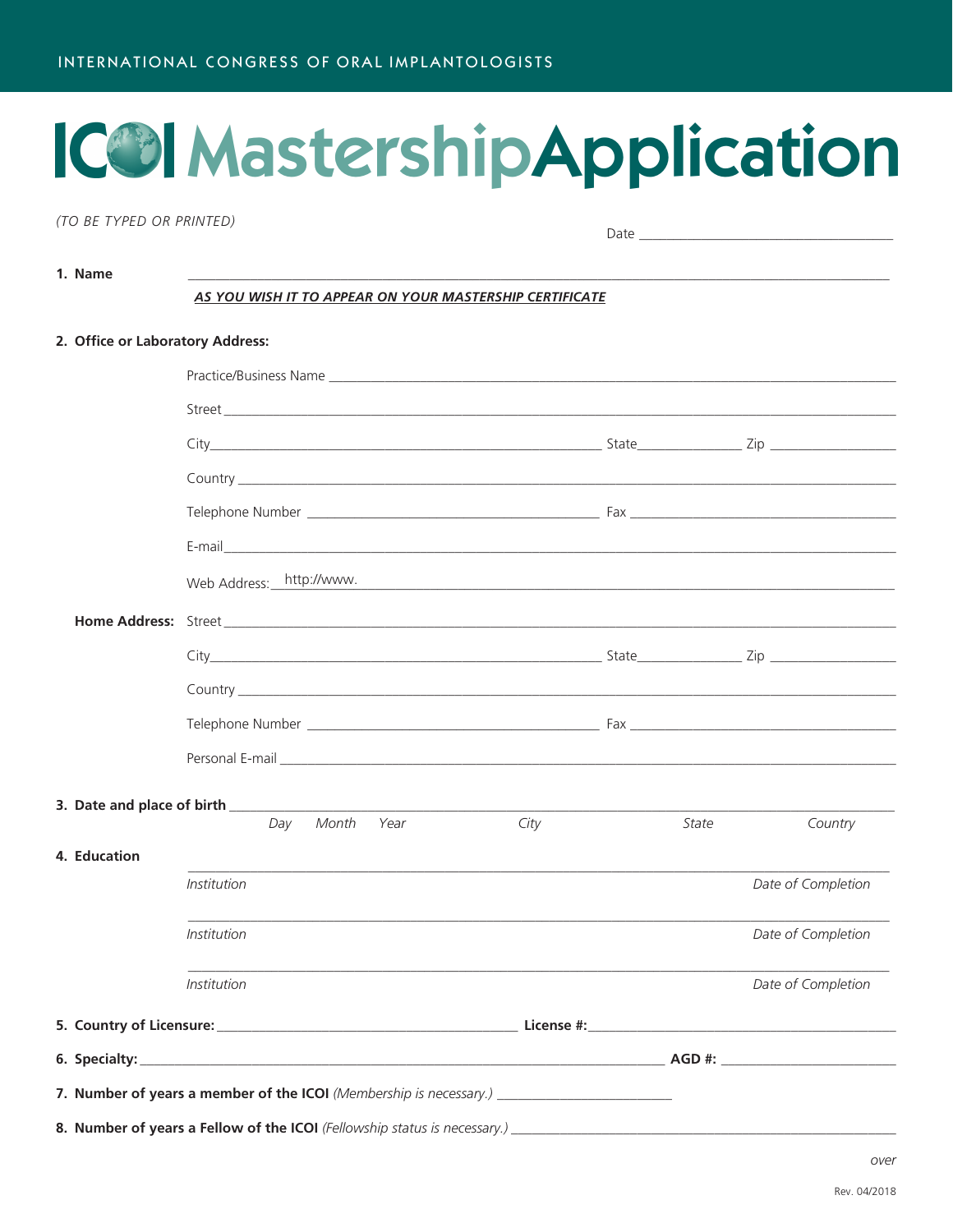INTERNATIONAL CONGRESS OF ORAL IMPLANTOLOGISTS

# ICOI Mastership Application

*(TO BE TYPED OR PRINTED)*

Date ___________________________

**1. Name** ___________________________________________

***AS YOU WISH IT TO APPEAR ON YOUR MASTERSHIP CERTIFICATE***

**2. Office or Laboratory Address:**

Practice/Business Name ___________________________

Street ___________________________

City___________________________ State_____________ Zip _____________

Country ___________________________

Telephone Number ___________________________ Fax ___________________________

E-mail___________________________

Web Address: http://www.___________________________

**Home Address:** Street ___________________________

City___________________________ State_____________ Zip _____________

Country ___________________________

Telephone Number ___________________________ Fax ___________________________

Personal E-mail ___________________________

**3. Date and place of birth** ___________________________

*Day Month Year City State Country*

**4. Education**

___________________________________________

*Institution* *Date of Completion*

___________________________________________

*Institution* *Date of Completion*

___________________________________________

*Institution* *Date of Completion*

**5. Country of Licensure:** ___________________________ **License #:**___________________________

**6. Specialty:**___________________________ **AGD #:** ___________________________

**7. Number of years a member of the ICOI** *(Membership is necessary.)* _____________________

**8. Number of years a Fellow of the ICOI** *(Fellowship status is necessary.)* ___________________________

*over*

Rev. 04/2018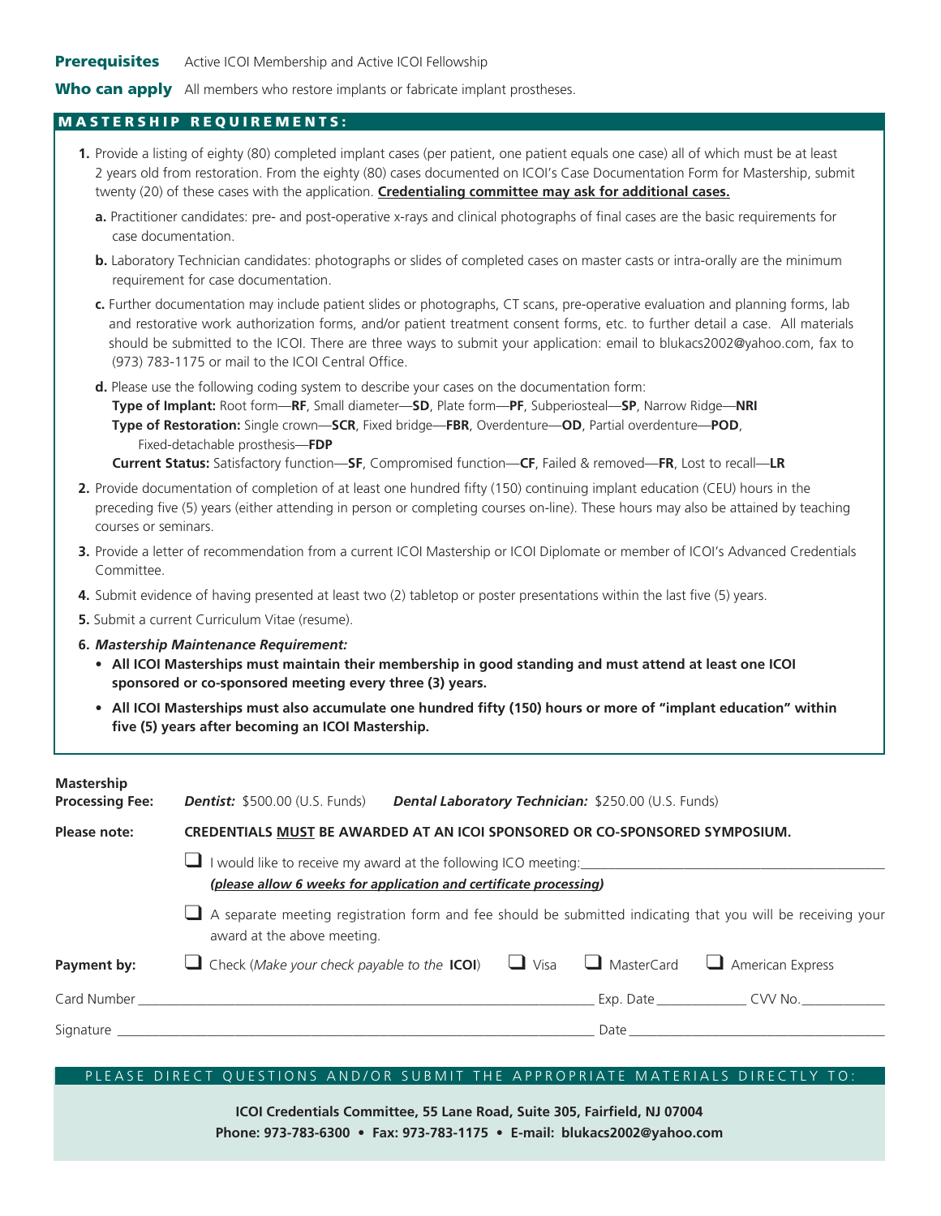**Prerequisites** Active ICOI Membership and Active ICOI Fellowship

**Who can apply** All members who restore implants or fabricate implant prostheses.

## MASTERSHIP REQUIREMENTS:

1. Provide a listing of eighty (80) completed implant cases (per patient, one patient equals one case) all of which must be at least 2 years old from restoration. From the eighty (80) cases documented on ICOI's Case Documentation Form for Mastership, submit twenty (20) of these cases with the application. **Credentialing committee may ask for additional cases.**

   a. Practitioner candidates: pre- and post-operative x-rays and clinical photographs of final cases are the basic requirements for case documentation.

   b. Laboratory Technician candidates: photographs or slides of completed cases on master casts or intra-orally are the minimum requirement for case documentation.

   c. Further documentation may include patient slides or photographs, CT scans, pre-operative evaluation and planning forms, lab and restorative work authorization forms, and/or patient treatment consent forms, etc. to further detail a case. All materials should be submitted to the ICOI. There are three ways to submit your application: email to blukacs2002@yahoo.com, fax to (973) 783-1175 or mail to the ICOI Central Office.

   d. Please use the following coding system to describe your cases on the documentation form:
   **Type of Implant:** Root form—**RF**, Small diameter—**SD**, Plate form—**PF**, Subperiosteal—**SP**, Narrow Ridge—**NRI**
   **Type of Restoration:** Single crown—**SCR**, Fixed bridge—**FBR**, Overdenture—**OD**, Partial overdenture—**POD**, Fixed-detachable prosthesis—**FDP**
   **Current Status:** Satisfactory function—**SF**, Compromised function—**CF**, Failed & removed—**FR**, Lost to recall—**LR**

2. Provide documentation of completion of at least one hundred fifty (150) continuing implant education (CEU) hours in the preceding five (5) years (either attending in person or completing courses on-line). These hours may also be attained by teaching courses or seminars.

3. Provide a letter of recommendation from a current ICOI Mastership or ICOI Diplomate or member of ICOI's Advanced Credentials Committee.

4. Submit evidence of having presented at least two (2) tabletop or poster presentations within the last five (5) years.

5. Submit a current Curriculum Vitae (resume).

6. ***Mastership Maintenance Requirement:***
   - **All ICOI Masterships must maintain their membership in good standing and must attend at least one ICOI sponsored or co-sponsored meeting every three (3) years.**
   - **All ICOI Masterships must also accumulate one hundred fifty (150) hours or more of "implant education" within five (5) years after becoming an ICOI Mastership.**

**Mastership Processing Fee:** ***Dentist:*** $500.00 (U.S. Funds) ***Dental Laboratory Technician:*** $250.00 (U.S. Funds)

**Please note:** **CREDENTIALS MUST BE AWARDED AT AN ICOI SPONSORED OR CO-SPONSORED SYMPOSIUM.**

❑ I would like to receive my award at the following ICO meeting:\_\_\_\_\_\_\_\_\_\_\_\_\_\_\_\_\_\_\_\_\_\_\_\_
***(please allow 6 weeks for application and certificate processing)***

❑ A separate meeting registration form and fee should be submitted indicating that you will be receiving your award at the above meeting.

**Payment by:** ❑ Check (*Make your check payable to the* **ICOI**) ❑ Visa ❑ MasterCard ❑ American Express

Card Number \_\_\_\_\_\_\_\_\_\_\_\_\_\_\_\_\_\_\_\_\_\_\_\_\_\_\_\_\_\_ Exp. Date \_\_\_\_\_\_\_\_\_\_ CVV No.\_\_\_\_\_\_\_\_\_\_

Signature \_\_\_\_\_\_\_\_\_\_\_\_\_\_\_\_\_\_\_\_\_\_\_\_\_\_\_\_\_\_ Date \_\_\_\_\_\_\_\_\_\_\_\_\_\_\_\_\_\_\_\_

PLEASE DIRECT QUESTIONS AND/OR SUBMIT THE APPROPRIATE MATERIALS DIRECTLY TO:

**ICOI Credentials Committee, 55 Lane Road, Suite 305, Fairfield, NJ 07004**
**Phone: 973-783-6300 • Fax: 973-783-1175 • E-mail: blukacs2002@yahoo.com**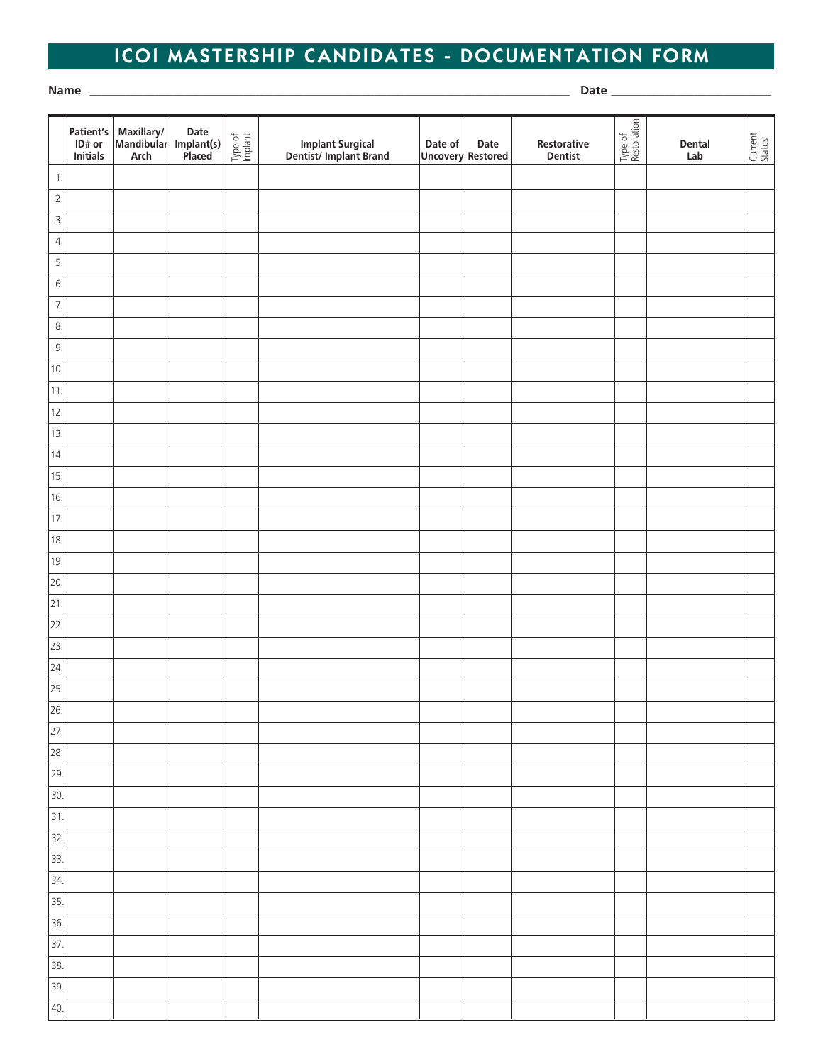# ICOI MASTERSHIP CANDIDATES - DOCUMENTATION FORM

**Name** ______________________________________________ **Date** ____________________

| | Patient's ID# or Initials | Maxillary/ Mandibular Arch | Date Implant(s) Placed | Type of Implant | Implant Surgical Dentist/ Implant Brand | Date of Uncovery | Date Restored | Restorative Dentist | Type of Restoration | Dental Lab | Current Status |
|---|---|---|---|---|---|---|---|---|---|---|---|
| 1. | | | | | | | | | | | |
| 2. | | | | | | | | | | | |
| 3. | | | | | | | | | | | |
| 4. | | | | | | | | | | | |
| 5. | | | | | | | | | | | |
| 6. | | | | | | | | | | | |
| 7. | | | | | | | | | | | |
| 8. | | | | | | | | | | | |
| 9. | | | | | | | | | | | |
| 10. | | | | | | | | | | | |
| 11. | | | | | | | | | | | |
| 12. | | | | | | | | | | | |
| 13. | | | | | | | | | | | |
| 14. | | | | | | | | | | | |
| 15. | | | | | | | | | | | |
| 16. | | | | | | | | | | | |
| 17. | | | | | | | | | | | |
| 18. | | | | | | | | | | | |
| 19. | | | | | | | | | | | |
| 20. | | | | | | | | | | | |
| 21. | | | | | | | | | | | |
| 22. | | | | | | | | | | | |
| 23. | | | | | | | | | | | |
| 24. | | | | | | | | | | | |
| 25. | | | | | | | | | | | |
| 26. | | | | | | | | | | | |
| 27. | | | | | | | | | | | |
| 28. | | | | | | | | | | | |
| 29. | | | | | | | | | | | |
| 30. | | | | | | | | | | | |
| 31. | | | | | | | | | | | |
| 32. | | | | | | | | | | | |
| 33. | | | | | | | | | | | |
| 34. | | | | | | | | | | | |
| 35. | | | | | | | | | | | |
| 36. | | | | | | | | | | | |
| 37. | | | | | | | | | | | |
| 38. | | | | | | | | | | | |
| 39. | | | | | | | | | | | |
| 40. | | | | | | | | | | | |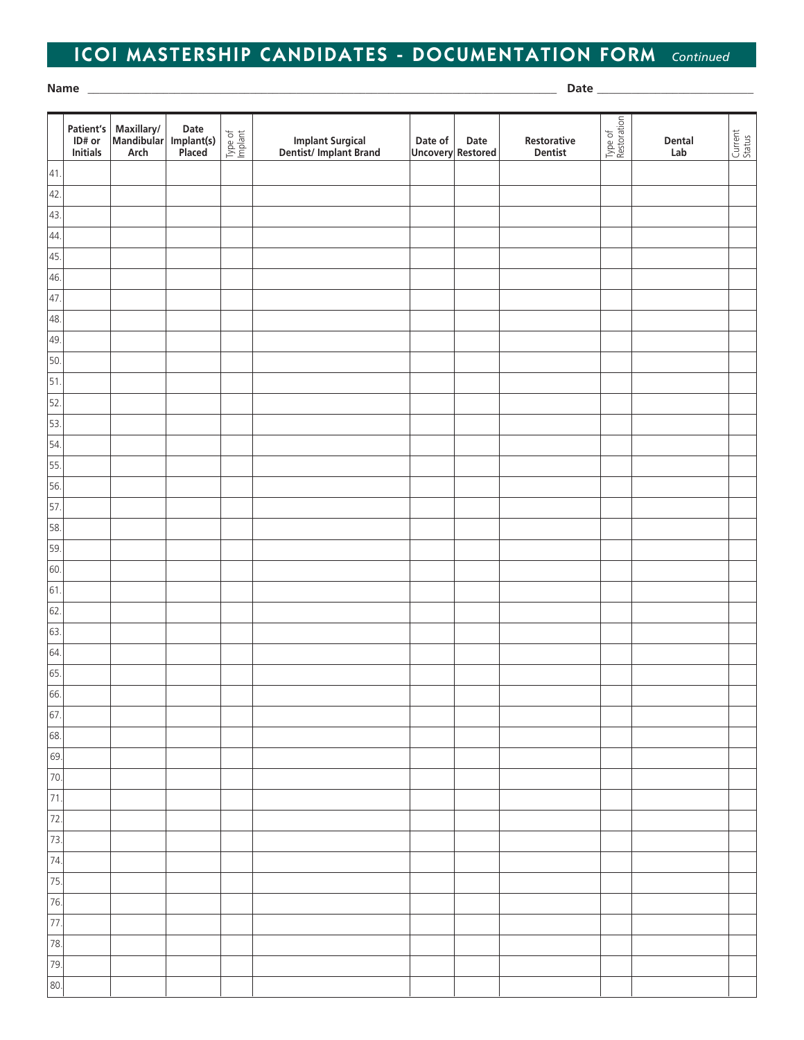# ICOI MASTERSHIP CANDIDATES - DOCUMENTATION FORM *Continued*

**Name** ______________________________ **Date** ______________

| | Patient's ID# or Initials | Maxillary/ Mandibular Arch | Date Implant(s) Placed | Type of Implant | Implant Surgical Dentist/ Implant Brand | Date of Uncovery | Date Restored | Restorative Dentist | Type of Restoration | Dental Lab | Current Status |
|---|---|---|---|---|---|---|---|---|---|---|---|
| 41. | | | | | | | | | | | |
| 42. | | | | | | | | | | | |
| 43. | | | | | | | | | | | |
| 44. | | | | | | | | | | | |
| 45. | | | | | | | | | | | |
| 46. | | | | | | | | | | | |
| 47. | | | | | | | | | | | |
| 48. | | | | | | | | | | | |
| 49. | | | | | | | | | | | |
| 50. | | | | | | | | | | | |
| 51. | | | | | | | | | | | |
| 52. | | | | | | | | | | | |
| 53. | | | | | | | | | | | |
| 54. | | | | | | | | | | | |
| 55. | | | | | | | | | | | |
| 56. | | | | | | | | | | | |
| 57. | | | | | | | | | | | |
| 58. | | | | | | | | | | | |
| 59. | | | | | | | | | | | |
| 60. | | | | | | | | | | | |
| 61. | | | | | | | | | | | |
| 62. | | | | | | | | | | | |
| 63. | | | | | | | | | | | |
| 64. | | | | | | | | | | | |
| 65. | | | | | | | | | | | |
| 66. | | | | | | | | | | | |
| 67. | | | | | | | | | | | |
| 68. | | | | | | | | | | | |
| 69. | | | | | | | | | | | |
| 70. | | | | | | | | | | | |
| 71. | | | | | | | | | | | |
| 72. | | | | | | | | | | | |
| 73. | | | | | | | | | | | |
| 74. | | | | | | | | | | | |
| 75. | | | | | | | | | | | |
| 76. | | | | | | | | | | | |
| 77. | | | | | | | | | | | |
| 78. | | | | | | | | | | | |
| 79. | | | | | | | | | | | |
| 80. | | | | | | | | | | | |